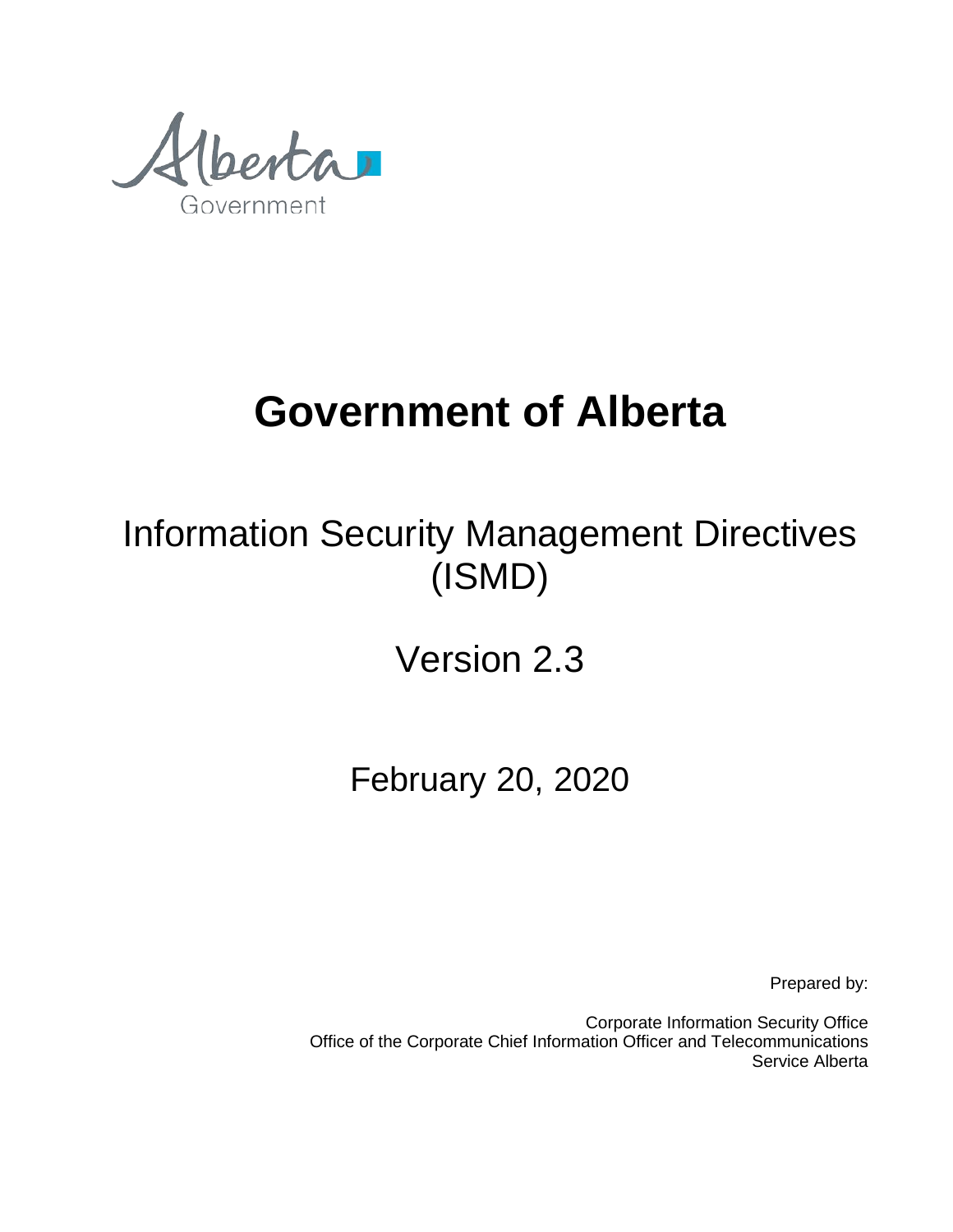Alberta Government

# Government of Alberta

## Information Security Management Directives (ISMD)

## Version 2.3

## February 20, 2020

Prepared by:

Corporate Information Security Office
Office of the Corporate Chief Information Officer and Telecommunications
Service Alberta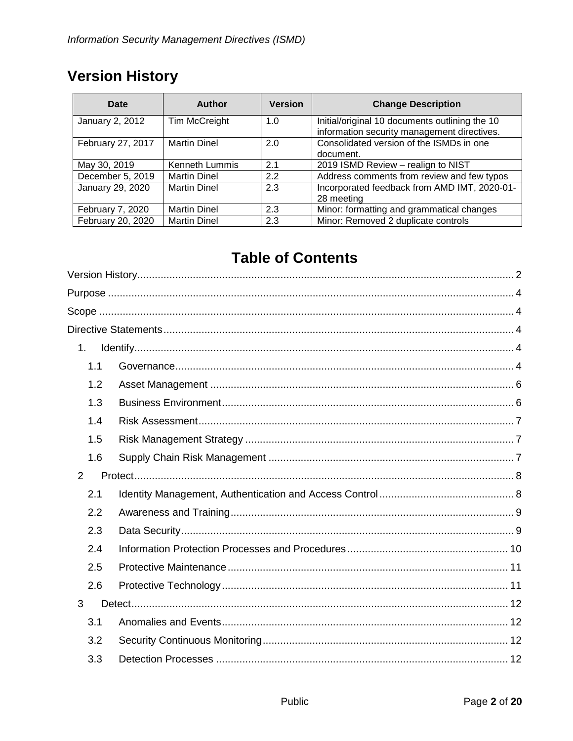## Version History

| Date | Author | Version | Change Description |
|---|---|---|---|
| January 2, 2012 | Tim McCreight | 1.0 | Initial/original 10 documents outlining the 10 information security management directives. |
| February 27, 2017 | Martin Dinel | 2.0 | Consolidated version of the ISMDs in one document. |
| May 30, 2019 | Kenneth Lummis | 2.1 | 2019 ISMD Review – realign to NIST |
| December 5, 2019 | Martin Dinel | 2.2 | Address comments from review and few typos |
| January 29, 2020 | Martin Dinel | 2.3 | Incorporated feedback from AMD IMT, 2020-01-28 meeting |
| February 7, 2020 | Martin Dinel | 2.3 | Minor: formatting and grammatical changes |
| February 20, 2020 | Martin Dinel | 2.3 | Minor: Removed 2 duplicate controls |

## Table of Contents

Version History ..... 2
Purpose ..... 4
Scope ..... 4
Directive Statements ..... 4
- 1. Identify ..... 4
  - 1.1 Governance ..... 4
  - 1.2 Asset Management ..... 6
  - 1.3 Business Environment ..... 6
  - 1.4 Risk Assessment ..... 7
  - 1.5 Risk Management Strategy ..... 7
  - 1.6 Supply Chain Risk Management ..... 7
- 2 Protect ..... 8
  - 2.1 Identity Management, Authentication and Access Control ..... 8
  - 2.2 Awareness and Training ..... 9
  - 2.3 Data Security ..... 9
  - 2.4 Information Protection Processes and Procedures ..... 10
  - 2.5 Protective Maintenance ..... 11
  - 2.6 Protective Technology ..... 11
- 3 Detect ..... 12
  - 3.1 Anomalies and Events ..... 12
  - 3.2 Security Continuous Monitoring ..... 12
  - 3.3 Detection Processes ..... 12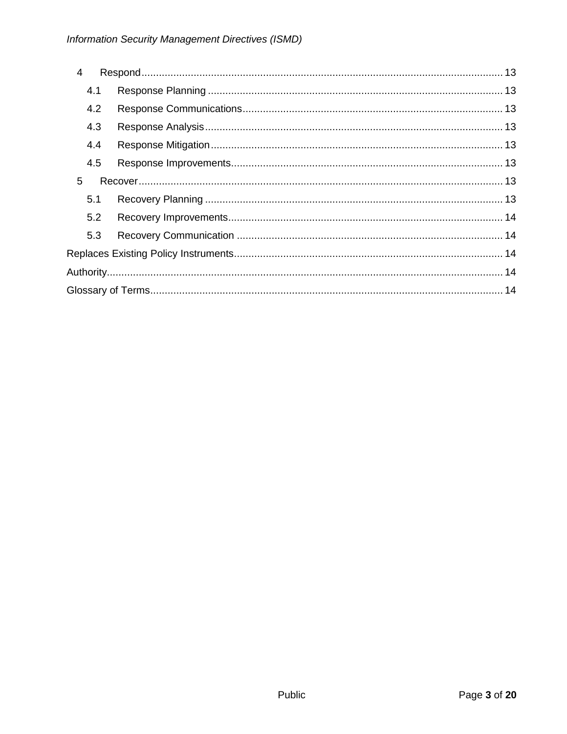- 4 Respond ... 13
  - 4.1 Response Planning ... 13
  - 4.2 Response Communications ... 13
  - 4.3 Response Analysis ... 13
  - 4.4 Response Mitigation ... 13
  - 4.5 Response Improvements ... 13
- 5 Recover ... 13
  - 5.1 Recovery Planning ... 13
  - 5.2 Recovery Improvements ... 14
  - 5.3 Recovery Communication ... 14

Replaces Existing Policy Instruments ... 14

Authority ... 14

Glossary of Terms ... 14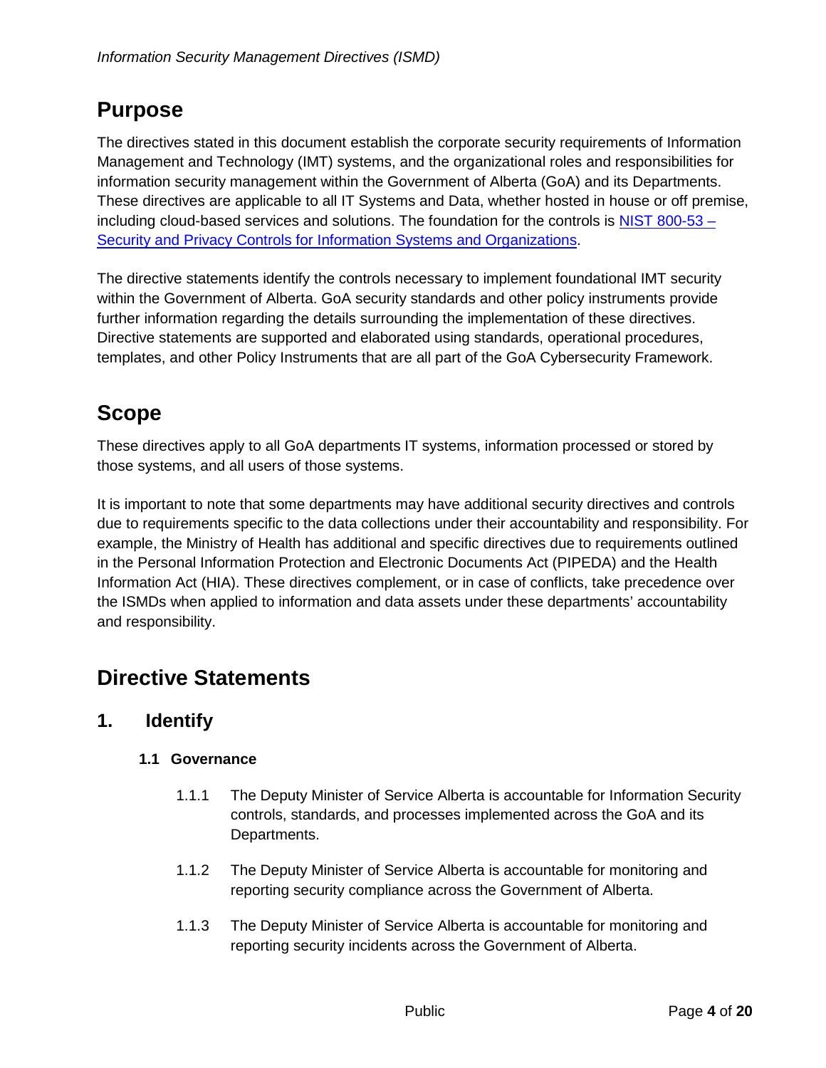# Purpose

The directives stated in this document establish the corporate security requirements of Information Management and Technology (IMT) systems, and the organizational roles and responsibilities for information security management within the Government of Alberta (GoA) and its Departments. These directives are applicable to all IT Systems and Data, whether hosted in house or off premise, including cloud-based services and solutions. The foundation for the controls is [NIST 800-53 – Security and Privacy Controls for Information Systems and Organizations](#).

The directive statements identify the controls necessary to implement foundational IMT security within the Government of Alberta. GoA security standards and other policy instruments provide further information regarding the details surrounding the implementation of these directives. Directive statements are supported and elaborated using standards, operational procedures, templates, and other Policy Instruments that are all part of the GoA Cybersecurity Framework.

# Scope

These directives apply to all GoA departments IT systems, information processed or stored by those systems, and all users of those systems.

It is important to note that some departments may have additional security directives and controls due to requirements specific to the data collections under their accountability and responsibility. For example, the Ministry of Health has additional and specific directives due to requirements outlined in the Personal Information Protection and Electronic Documents Act (PIPEDA) and the Health Information Act (HIA). These directives complement, or in case of conflicts, take precedence over the ISMDs when applied to information and data assets under these departments' accountability and responsibility.

# Directive Statements

## 1. Identify

### 1.1 Governance

1.1.1 The Deputy Minister of Service Alberta is accountable for Information Security controls, standards, and processes implemented across the GoA and its Departments.

1.1.2 The Deputy Minister of Service Alberta is accountable for monitoring and reporting security compliance across the Government of Alberta.

1.1.3 The Deputy Minister of Service Alberta is accountable for monitoring and reporting security incidents across the Government of Alberta.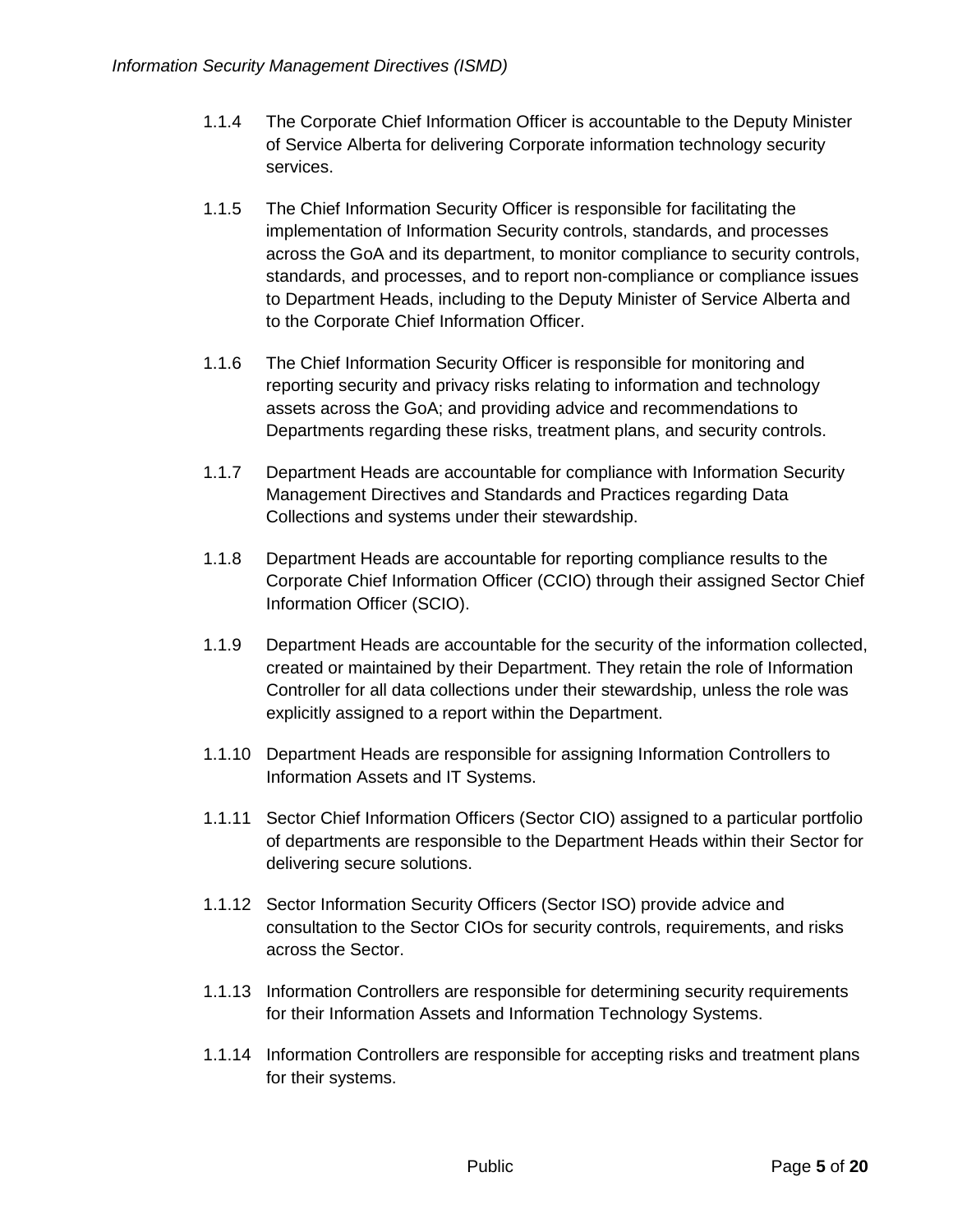1.1.4 The Corporate Chief Information Officer is accountable to the Deputy Minister of Service Alberta for delivering Corporate information technology security services.

1.1.5 The Chief Information Security Officer is responsible for facilitating the implementation of Information Security controls, standards, and processes across the GoA and its department, to monitor compliance to security controls, standards, and processes, and to report non-compliance or compliance issues to Department Heads, including to the Deputy Minister of Service Alberta and to the Corporate Chief Information Officer.

1.1.6 The Chief Information Security Officer is responsible for monitoring and reporting security and privacy risks relating to information and technology assets across the GoA; and providing advice and recommendations to Departments regarding these risks, treatment plans, and security controls.

1.1.7 Department Heads are accountable for compliance with Information Security Management Directives and Standards and Practices regarding Data Collections and systems under their stewardship.

1.1.8 Department Heads are accountable for reporting compliance results to the Corporate Chief Information Officer (CCIO) through their assigned Sector Chief Information Officer (SCIO).

1.1.9 Department Heads are accountable for the security of the information collected, created or maintained by their Department. They retain the role of Information Controller for all data collections under their stewardship, unless the role was explicitly assigned to a report within the Department.

1.1.10 Department Heads are responsible for assigning Information Controllers to Information Assets and IT Systems.

1.1.11 Sector Chief Information Officers (Sector CIO) assigned to a particular portfolio of departments are responsible to the Department Heads within their Sector for delivering secure solutions.

1.1.12 Sector Information Security Officers (Sector ISO) provide advice and consultation to the Sector CIOs for security controls, requirements, and risks across the Sector.

1.1.13 Information Controllers are responsible for determining security requirements for their Information Assets and Information Technology Systems.

1.1.14 Information Controllers are responsible for accepting risks and treatment plans for their systems.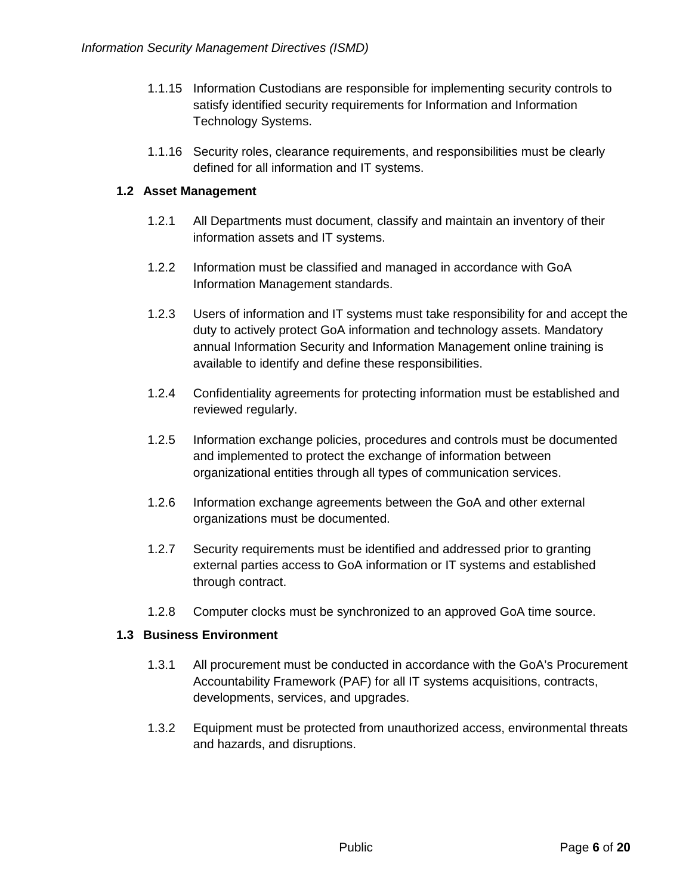1.1.15 Information Custodians are responsible for implementing security controls to satisfy identified security requirements for Information and Information Technology Systems.

1.1.16 Security roles, clearance requirements, and responsibilities must be clearly defined for all information and IT systems.

### 1.2 Asset Management

1.2.1 All Departments must document, classify and maintain an inventory of their information assets and IT systems.

1.2.2 Information must be classified and managed in accordance with GoA Information Management standards.

1.2.3 Users of information and IT systems must take responsibility for and accept the duty to actively protect GoA information and technology assets. Mandatory annual Information Security and Information Management online training is available to identify and define these responsibilities.

1.2.4 Confidentiality agreements for protecting information must be established and reviewed regularly.

1.2.5 Information exchange policies, procedures and controls must be documented and implemented to protect the exchange of information between organizational entities through all types of communication services.

1.2.6 Information exchange agreements between the GoA and other external organizations must be documented.

1.2.7 Security requirements must be identified and addressed prior to granting external parties access to GoA information or IT systems and established through contract.

1.2.8 Computer clocks must be synchronized to an approved GoA time source.

### 1.3 Business Environment

1.3.1 All procurement must be conducted in accordance with the GoA's Procurement Accountability Framework (PAF) for all IT systems acquisitions, contracts, developments, services, and upgrades.

1.3.2 Equipment must be protected from unauthorized access, environmental threats and hazards, and disruptions.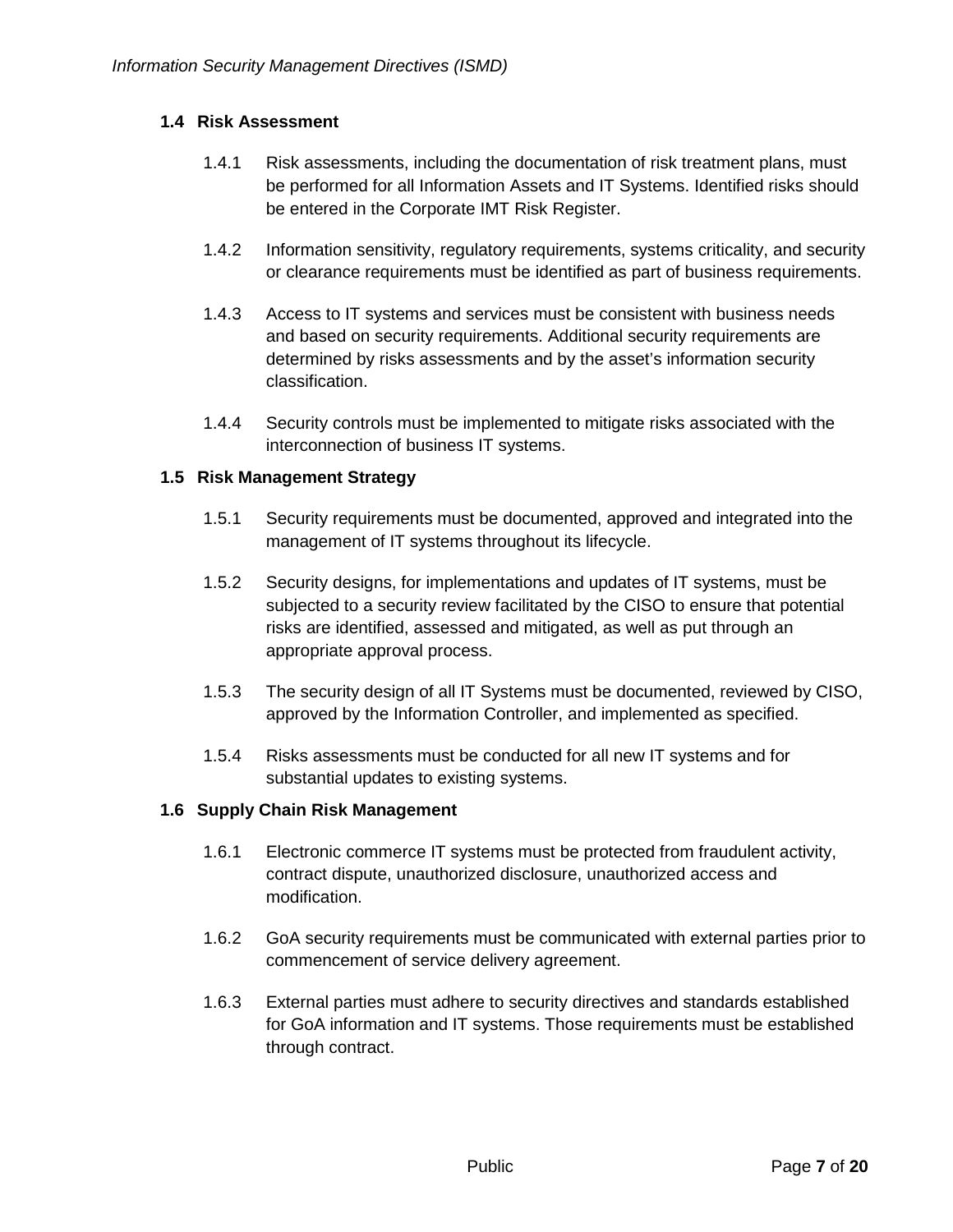### 1.4 Risk Assessment

1.4.1 Risk assessments, including the documentation of risk treatment plans, must be performed for all Information Assets and IT Systems. Identified risks should be entered in the Corporate IMT Risk Register.

1.4.2 Information sensitivity, regulatory requirements, systems criticality, and security or clearance requirements must be identified as part of business requirements.

1.4.3 Access to IT systems and services must be consistent with business needs and based on security requirements. Additional security requirements are determined by risks assessments and by the asset's information security classification.

1.4.4 Security controls must be implemented to mitigate risks associated with the interconnection of business IT systems.

### 1.5 Risk Management Strategy

1.5.1 Security requirements must be documented, approved and integrated into the management of IT systems throughout its lifecycle.

1.5.2 Security designs, for implementations and updates of IT systems, must be subjected to a security review facilitated by the CISO to ensure that potential risks are identified, assessed and mitigated, as well as put through an appropriate approval process.

1.5.3 The security design of all IT Systems must be documented, reviewed by CISO, approved by the Information Controller, and implemented as specified.

1.5.4 Risks assessments must be conducted for all new IT systems and for substantial updates to existing systems.

### 1.6 Supply Chain Risk Management

1.6.1 Electronic commerce IT systems must be protected from fraudulent activity, contract dispute, unauthorized disclosure, unauthorized access and modification.

1.6.2 GoA security requirements must be communicated with external parties prior to commencement of service delivery agreement.

1.6.3 External parties must adhere to security directives and standards established for GoA information and IT systems. Those requirements must be established through contract.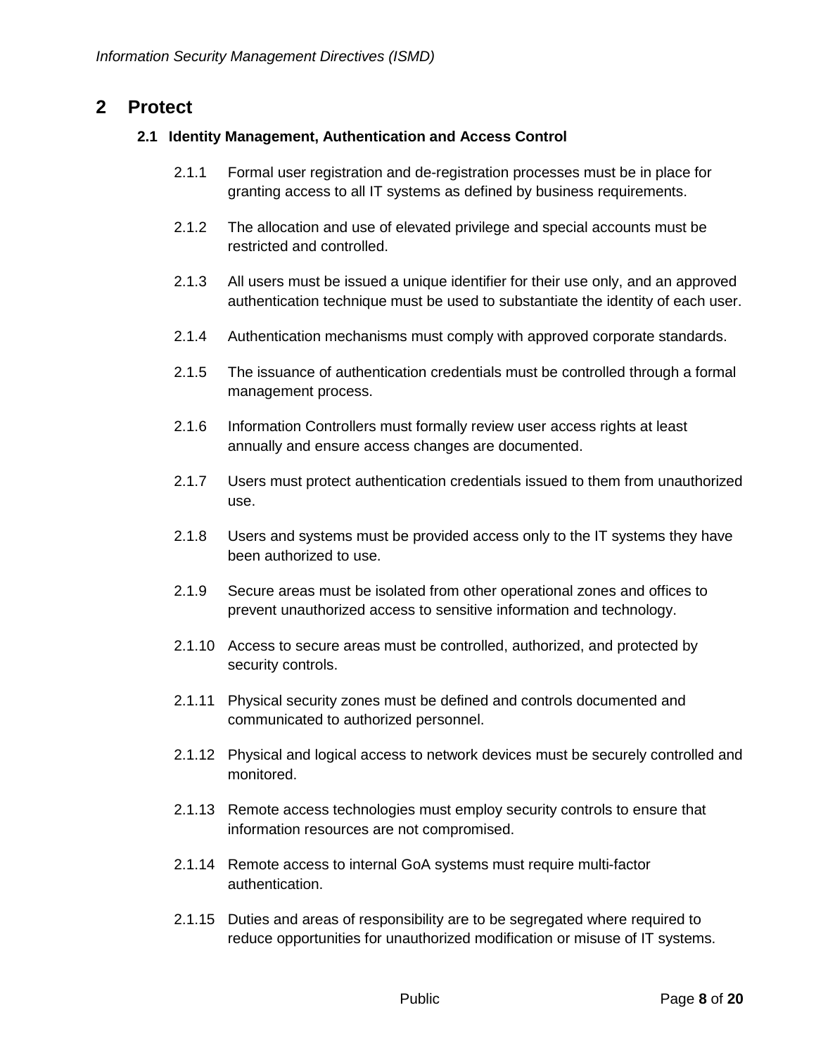# 2 Protect

## 2.1 Identity Management, Authentication and Access Control

2.1.1 Formal user registration and de-registration processes must be in place for granting access to all IT systems as defined by business requirements.

2.1.2 The allocation and use of elevated privilege and special accounts must be restricted and controlled.

2.1.3 All users must be issued a unique identifier for their use only, and an approved authentication technique must be used to substantiate the identity of each user.

2.1.4 Authentication mechanisms must comply with approved corporate standards.

2.1.5 The issuance of authentication credentials must be controlled through a formal management process.

2.1.6 Information Controllers must formally review user access rights at least annually and ensure access changes are documented.

2.1.7 Users must protect authentication credentials issued to them from unauthorized use.

2.1.8 Users and systems must be provided access only to the IT systems they have been authorized to use.

2.1.9 Secure areas must be isolated from other operational zones and offices to prevent unauthorized access to sensitive information and technology.

2.1.10 Access to secure areas must be controlled, authorized, and protected by security controls.

2.1.11 Physical security zones must be defined and controls documented and communicated to authorized personnel.

2.1.12 Physical and logical access to network devices must be securely controlled and monitored.

2.1.13 Remote access technologies must employ security controls to ensure that information resources are not compromised.

2.1.14 Remote access to internal GoA systems must require multi-factor authentication.

2.1.15 Duties and areas of responsibility are to be segregated where required to reduce opportunities for unauthorized modification or misuse of IT systems.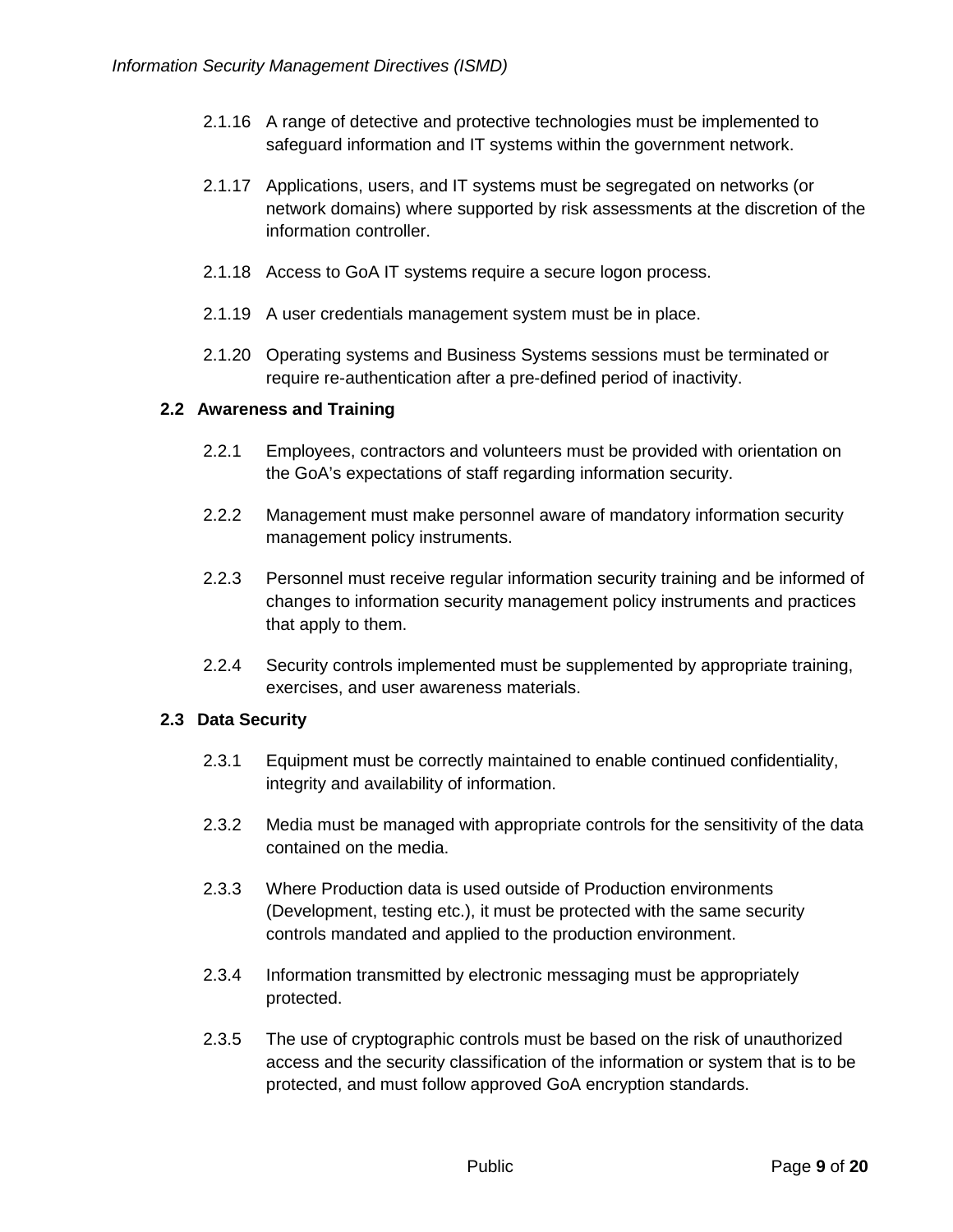2.1.16 A range of detective and protective technologies must be implemented to safeguard information and IT systems within the government network.

2.1.17 Applications, users, and IT systems must be segregated on networks (or network domains) where supported by risk assessments at the discretion of the information controller.

2.1.18 Access to GoA IT systems require a secure logon process.

2.1.19 A user credentials management system must be in place.

2.1.20 Operating systems and Business Systems sessions must be terminated or require re-authentication after a pre-defined period of inactivity.

### 2.2 Awareness and Training

2.2.1 Employees, contractors and volunteers must be provided with orientation on the GoA's expectations of staff regarding information security.

2.2.2 Management must make personnel aware of mandatory information security management policy instruments.

2.2.3 Personnel must receive regular information security training and be informed of changes to information security management policy instruments and practices that apply to them.

2.2.4 Security controls implemented must be supplemented by appropriate training, exercises, and user awareness materials.

### 2.3 Data Security

2.3.1 Equipment must be correctly maintained to enable continued confidentiality, integrity and availability of information.

2.3.2 Media must be managed with appropriate controls for the sensitivity of the data contained on the media.

2.3.3 Where Production data is used outside of Production environments (Development, testing etc.), it must be protected with the same security controls mandated and applied to the production environment.

2.3.4 Information transmitted by electronic messaging must be appropriately protected.

2.3.5 The use of cryptographic controls must be based on the risk of unauthorized access and the security classification of the information or system that is to be protected, and must follow approved GoA encryption standards.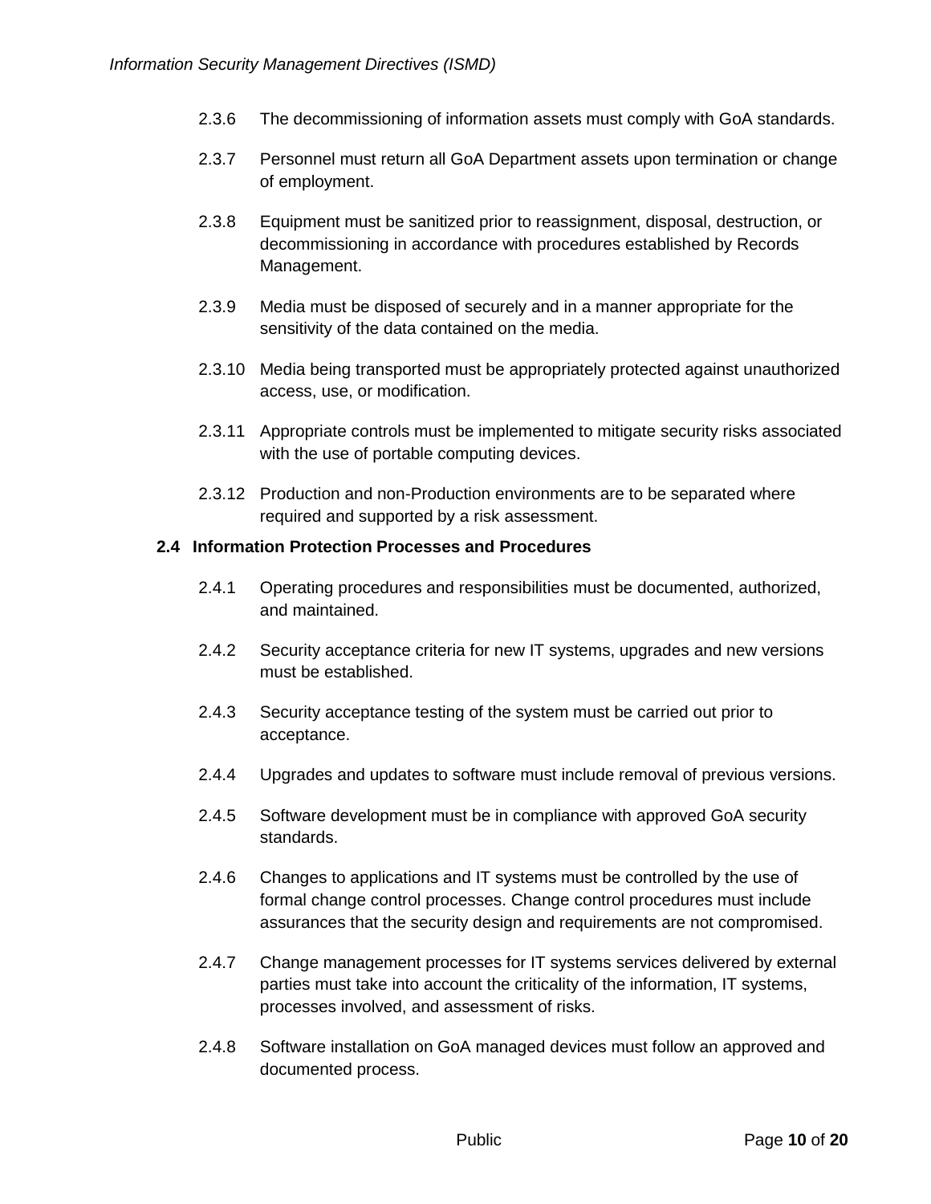2.3.6 The decommissioning of information assets must comply with GoA standards.

2.3.7 Personnel must return all GoA Department assets upon termination or change of employment.

2.3.8 Equipment must be sanitized prior to reassignment, disposal, destruction, or decommissioning in accordance with procedures established by Records Management.

2.3.9 Media must be disposed of securely and in a manner appropriate for the sensitivity of the data contained on the media.

2.3.10 Media being transported must be appropriately protected against unauthorized access, use, or modification.

2.3.11 Appropriate controls must be implemented to mitigate security risks associated with the use of portable computing devices.

2.3.12 Production and non-Production environments are to be separated where required and supported by a risk assessment.

## 2.4 Information Protection Processes and Procedures

2.4.1 Operating procedures and responsibilities must be documented, authorized, and maintained.

2.4.2 Security acceptance criteria for new IT systems, upgrades and new versions must be established.

2.4.3 Security acceptance testing of the system must be carried out prior to acceptance.

2.4.4 Upgrades and updates to software must include removal of previous versions.

2.4.5 Software development must be in compliance with approved GoA security standards.

2.4.6 Changes to applications and IT systems must be controlled by the use of formal change control processes. Change control procedures must include assurances that the security design and requirements are not compromised.

2.4.7 Change management processes for IT systems services delivered by external parties must take into account the criticality of the information, IT systems, processes involved, and assessment of risks.

2.4.8 Software installation on GoA managed devices must follow an approved and documented process.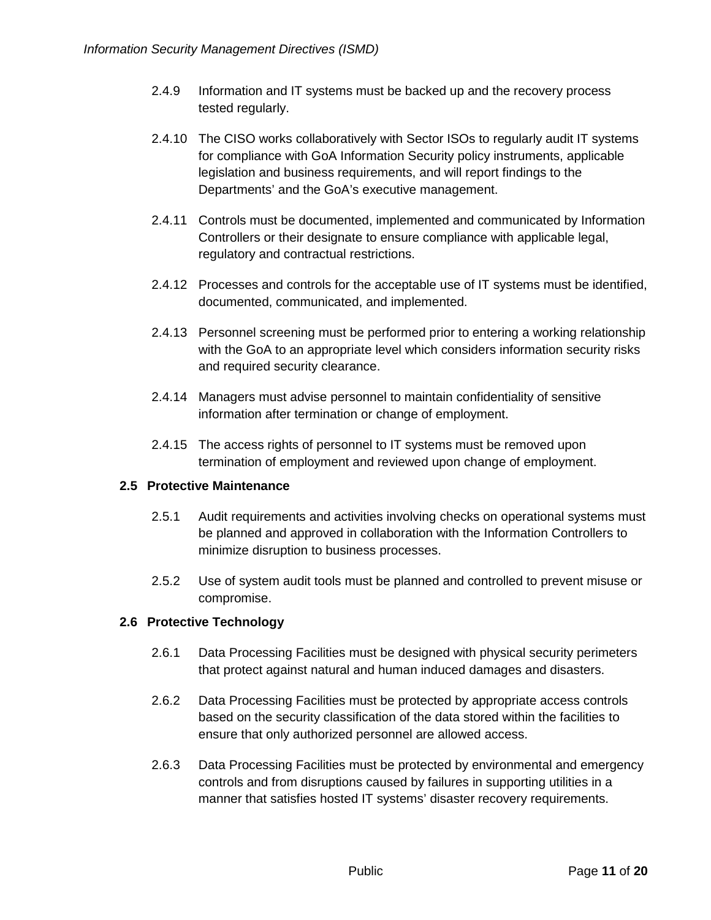2.4.9 Information and IT systems must be backed up and the recovery process tested regularly.

2.4.10 The CISO works collaboratively with Sector ISOs to regularly audit IT systems for compliance with GoA Information Security policy instruments, applicable legislation and business requirements, and will report findings to the Departments' and the GoA's executive management.

2.4.11 Controls must be documented, implemented and communicated by Information Controllers or their designate to ensure compliance with applicable legal, regulatory and contractual restrictions.

2.4.12 Processes and controls for the acceptable use of IT systems must be identified, documented, communicated, and implemented.

2.4.13 Personnel screening must be performed prior to entering a working relationship with the GoA to an appropriate level which considers information security risks and required security clearance.

2.4.14 Managers must advise personnel to maintain confidentiality of sensitive information after termination or change of employment.

2.4.15 The access rights of personnel to IT systems must be removed upon termination of employment and reviewed upon change of employment.

### 2.5 Protective Maintenance

2.5.1 Audit requirements and activities involving checks on operational systems must be planned and approved in collaboration with the Information Controllers to minimize disruption to business processes.

2.5.2 Use of system audit tools must be planned and controlled to prevent misuse or compromise.

### 2.6 Protective Technology

2.6.1 Data Processing Facilities must be designed with physical security perimeters that protect against natural and human induced damages and disasters.

2.6.2 Data Processing Facilities must be protected by appropriate access controls based on the security classification of the data stored within the facilities to ensure that only authorized personnel are allowed access.

2.6.3 Data Processing Facilities must be protected by environmental and emergency controls and from disruptions caused by failures in supporting utilities in a manner that satisfies hosted IT systems' disaster recovery requirements.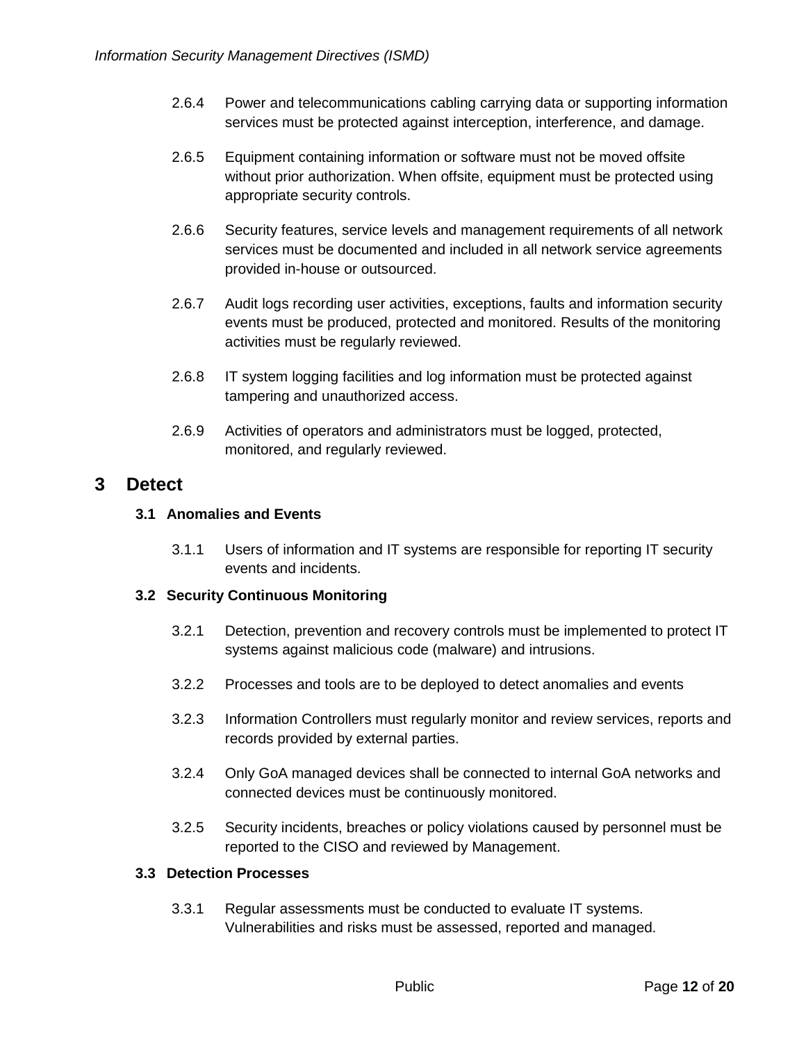2.6.4 Power and telecommunications cabling carrying data or supporting information services must be protected against interception, interference, and damage.

2.6.5 Equipment containing information or software must not be moved offsite without prior authorization. When offsite, equipment must be protected using appropriate security controls.

2.6.6 Security features, service levels and management requirements of all network services must be documented and included in all network service agreements provided in-house or outsourced.

2.6.7 Audit logs recording user activities, exceptions, faults and information security events must be produced, protected and monitored. Results of the monitoring activities must be regularly reviewed.

2.6.8 IT system logging facilities and log information must be protected against tampering and unauthorized access.

2.6.9 Activities of operators and administrators must be logged, protected, monitored, and regularly reviewed.

# 3 Detect

## 3.1 Anomalies and Events

3.1.1 Users of information and IT systems are responsible for reporting IT security events and incidents.

## 3.2 Security Continuous Monitoring

3.2.1 Detection, prevention and recovery controls must be implemented to protect IT systems against malicious code (malware) and intrusions.

3.2.2 Processes and tools are to be deployed to detect anomalies and events

3.2.3 Information Controllers must regularly monitor and review services, reports and records provided by external parties.

3.2.4 Only GoA managed devices shall be connected to internal GoA networks and connected devices must be continuously monitored.

3.2.5 Security incidents, breaches or policy violations caused by personnel must be reported to the CISO and reviewed by Management.

## 3.3 Detection Processes

3.3.1 Regular assessments must be conducted to evaluate IT systems. Vulnerabilities and risks must be assessed, reported and managed.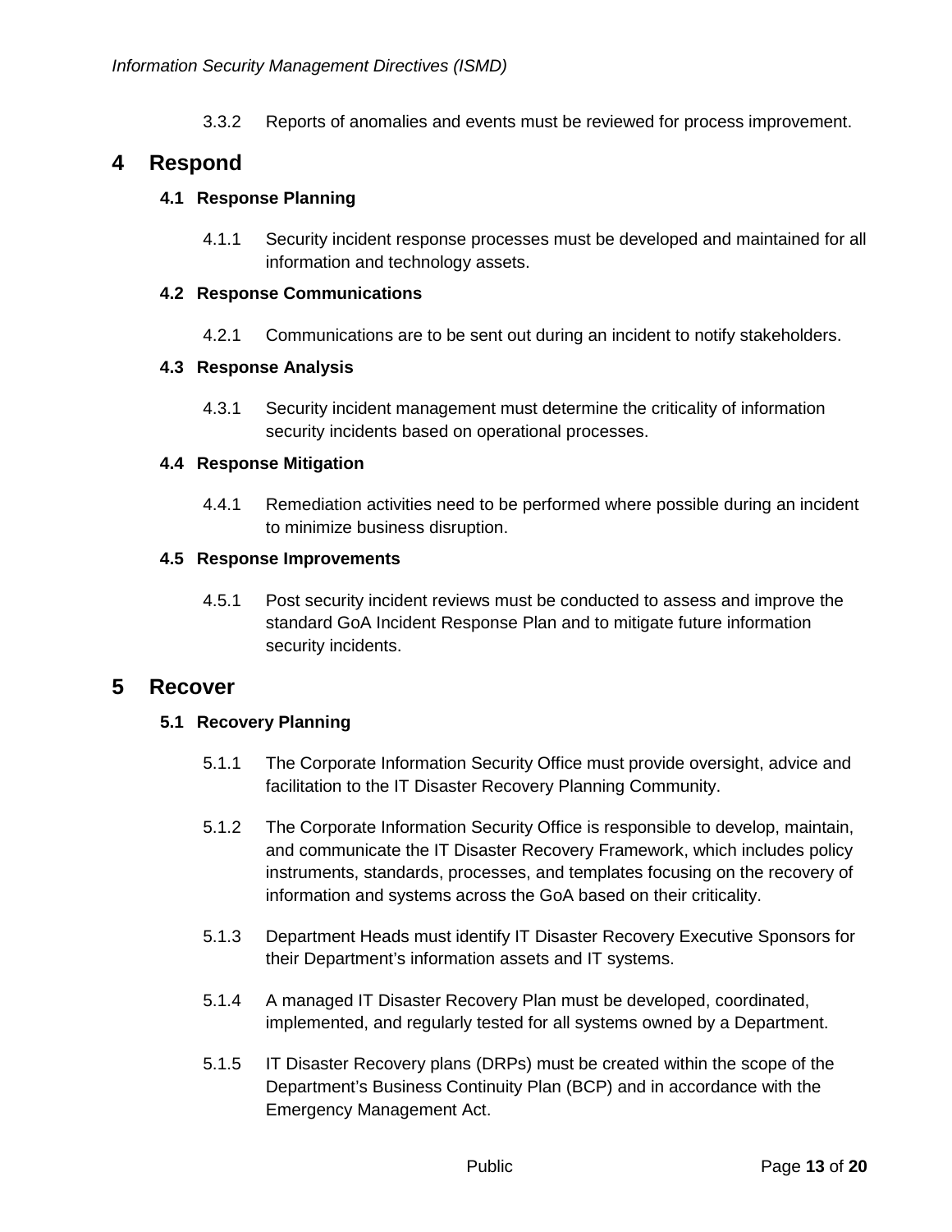3.3.2 Reports of anomalies and events must be reviewed for process improvement.

# 4 Respond

## 4.1 Response Planning

4.1.1 Security incident response processes must be developed and maintained for all information and technology assets.

## 4.2 Response Communications

4.2.1 Communications are to be sent out during an incident to notify stakeholders.

## 4.3 Response Analysis

4.3.1 Security incident management must determine the criticality of information security incidents based on operational processes.

## 4.4 Response Mitigation

4.4.1 Remediation activities need to be performed where possible during an incident to minimize business disruption.

## 4.5 Response Improvements

4.5.1 Post security incident reviews must be conducted to assess and improve the standard GoA Incident Response Plan and to mitigate future information security incidents.

# 5 Recover

## 5.1 Recovery Planning

5.1.1 The Corporate Information Security Office must provide oversight, advice and facilitation to the IT Disaster Recovery Planning Community.

5.1.2 The Corporate Information Security Office is responsible to develop, maintain, and communicate the IT Disaster Recovery Framework, which includes policy instruments, standards, processes, and templates focusing on the recovery of information and systems across the GoA based on their criticality.

5.1.3 Department Heads must identify IT Disaster Recovery Executive Sponsors for their Department's information assets and IT systems.

5.1.4 A managed IT Disaster Recovery Plan must be developed, coordinated, implemented, and regularly tested for all systems owned by a Department.

5.1.5 IT Disaster Recovery plans (DRPs) must be created within the scope of the Department's Business Continuity Plan (BCP) and in accordance with the Emergency Management Act.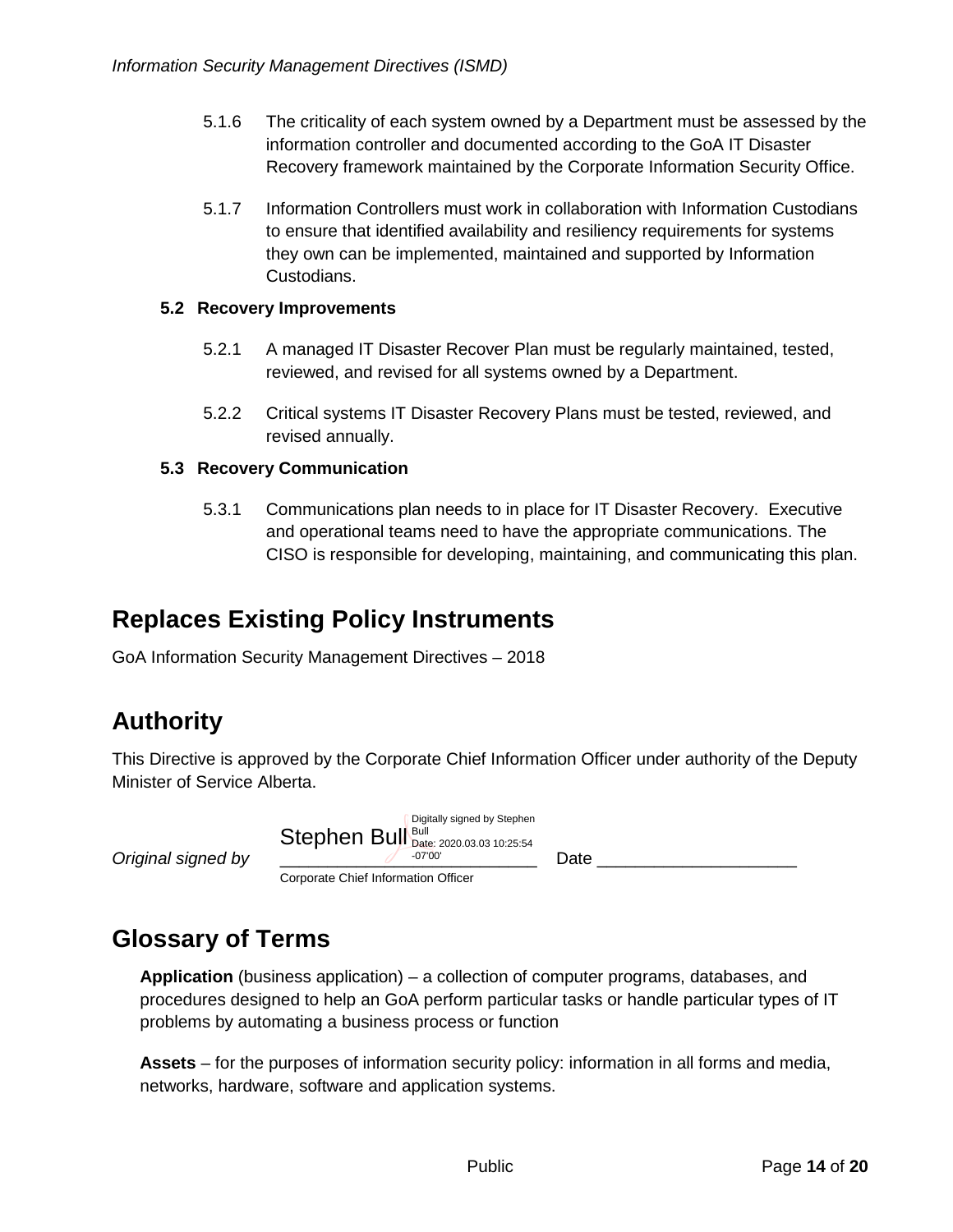5.1.6 The criticality of each system owned by a Department must be assessed by the information controller and documented according to the GoA IT Disaster Recovery framework maintained by the Corporate Information Security Office.

5.1.7 Information Controllers must work in collaboration with Information Custodians to ensure that identified availability and resiliency requirements for systems they own can be implemented, maintained and supported by Information Custodians.

### 5.2 Recovery Improvements

5.2.1 A managed IT Disaster Recover Plan must be regularly maintained, tested, reviewed, and revised for all systems owned by a Department.

5.2.2 Critical systems IT Disaster Recovery Plans must be tested, reviewed, and revised annually.

### 5.3 Recovery Communication

5.3.1 Communications plan needs to in place for IT Disaster Recovery. Executive and operational teams need to have the appropriate communications. The CISO is responsible for developing, maintaining, and communicating this plan.

## Replaces Existing Policy Instruments

GoA Information Security Management Directives – 2018

## Authority

This Directive is approved by the Corporate Chief Information Officer under authority of the Deputy Minister of Service Alberta.

*Original signed by* Stephen Bull (Digitally signed by Stephen Bull Date: 2020.03.03 10:25:54 -07'00') Date ____________________

Corporate Chief Information Officer

## Glossary of Terms

**Application** (business application) – a collection of computer programs, databases, and procedures designed to help an GoA perform particular tasks or handle particular types of IT problems by automating a business process or function

**Assets** – for the purposes of information security policy: information in all forms and media, networks, hardware, software and application systems.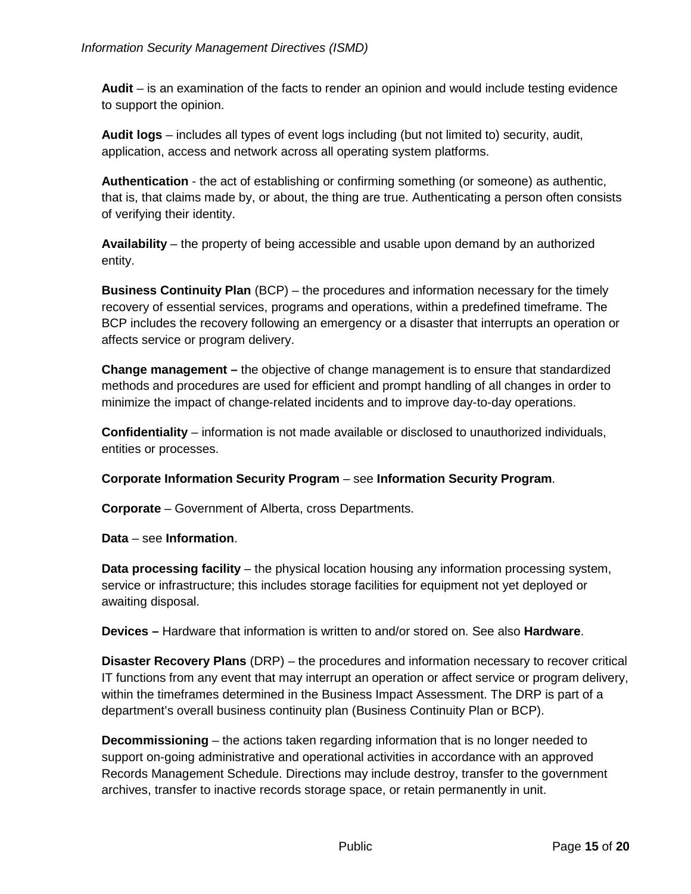**Audit** – is an examination of the facts to render an opinion and would include testing evidence to support the opinion.

**Audit logs** – includes all types of event logs including (but not limited to) security, audit, application, access and network across all operating system platforms.

**Authentication** - the act of establishing or confirming something (or someone) as authentic, that is, that claims made by, or about, the thing are true. Authenticating a person often consists of verifying their identity.

**Availability** – the property of being accessible and usable upon demand by an authorized entity.

**Business Continuity Plan** (BCP) – the procedures and information necessary for the timely recovery of essential services, programs and operations, within a predefined timeframe. The BCP includes the recovery following an emergency or a disaster that interrupts an operation or affects service or program delivery.

**Change management –** the objective of change management is to ensure that standardized methods and procedures are used for efficient and prompt handling of all changes in order to minimize the impact of change-related incidents and to improve day-to-day operations.

**Confidentiality** – information is not made available or disclosed to unauthorized individuals, entities or processes.

**Corporate Information Security Program** – see **Information Security Program**.

**Corporate** – Government of Alberta, cross Departments.

**Data** – see **Information**.

**Data processing facility** – the physical location housing any information processing system, service or infrastructure; this includes storage facilities for equipment not yet deployed or awaiting disposal.

**Devices –** Hardware that information is written to and/or stored on. See also **Hardware**.

**Disaster Recovery Plans** (DRP) – the procedures and information necessary to recover critical IT functions from any event that may interrupt an operation or affect service or program delivery, within the timeframes determined in the Business Impact Assessment. The DRP is part of a department's overall business continuity plan (Business Continuity Plan or BCP).

**Decommissioning** – the actions taken regarding information that is no longer needed to support on-going administrative and operational activities in accordance with an approved Records Management Schedule. Directions may include destroy, transfer to the government archives, transfer to inactive records storage space, or retain permanently in unit.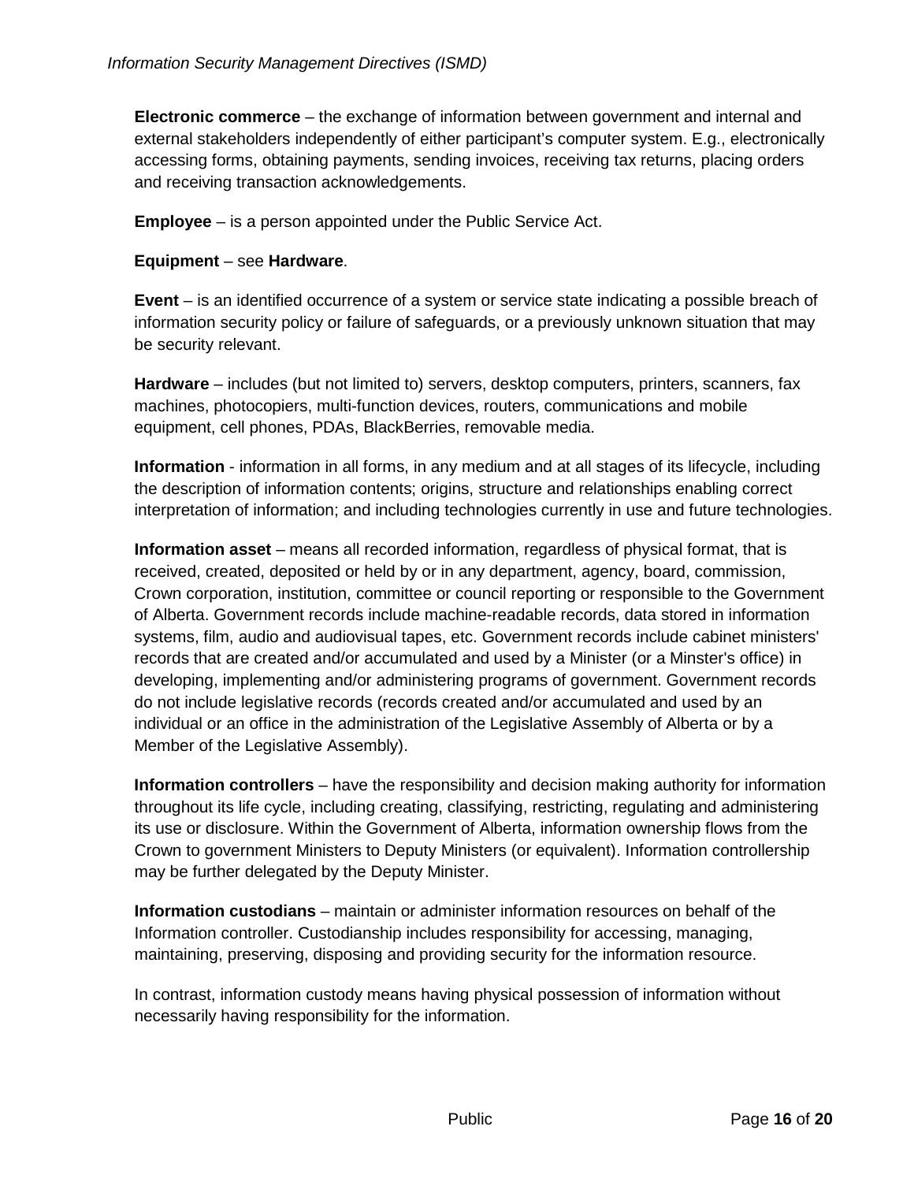**Electronic commerce** – the exchange of information between government and internal and external stakeholders independently of either participant's computer system. E.g., electronically accessing forms, obtaining payments, sending invoices, receiving tax returns, placing orders and receiving transaction acknowledgements.

**Employee** – is a person appointed under the Public Service Act.

**Equipment** – see **Hardware**.

**Event** – is an identified occurrence of a system or service state indicating a possible breach of information security policy or failure of safeguards, or a previously unknown situation that may be security relevant.

**Hardware** – includes (but not limited to) servers, desktop computers, printers, scanners, fax machines, photocopiers, multi-function devices, routers, communications and mobile equipment, cell phones, PDAs, BlackBerries, removable media.

**Information** - information in all forms, in any medium and at all stages of its lifecycle, including the description of information contents; origins, structure and relationships enabling correct interpretation of information; and including technologies currently in use and future technologies.

**Information asset** – means all recorded information, regardless of physical format, that is received, created, deposited or held by or in any department, agency, board, commission, Crown corporation, institution, committee or council reporting or responsible to the Government of Alberta. Government records include machine-readable records, data stored in information systems, film, audio and audiovisual tapes, etc. Government records include cabinet ministers' records that are created and/or accumulated and used by a Minister (or a Minster's office) in developing, implementing and/or administering programs of government. Government records do not include legislative records (records created and/or accumulated and used by an individual or an office in the administration of the Legislative Assembly of Alberta or by a Member of the Legislative Assembly).

**Information controllers** – have the responsibility and decision making authority for information throughout its life cycle, including creating, classifying, restricting, regulating and administering its use or disclosure. Within the Government of Alberta, information ownership flows from the Crown to government Ministers to Deputy Ministers (or equivalent). Information controllership may be further delegated by the Deputy Minister.

**Information custodians** – maintain or administer information resources on behalf of the Information controller. Custodianship includes responsibility for accessing, managing, maintaining, preserving, disposing and providing security for the information resource.

In contrast, information custody means having physical possession of information without necessarily having responsibility for the information.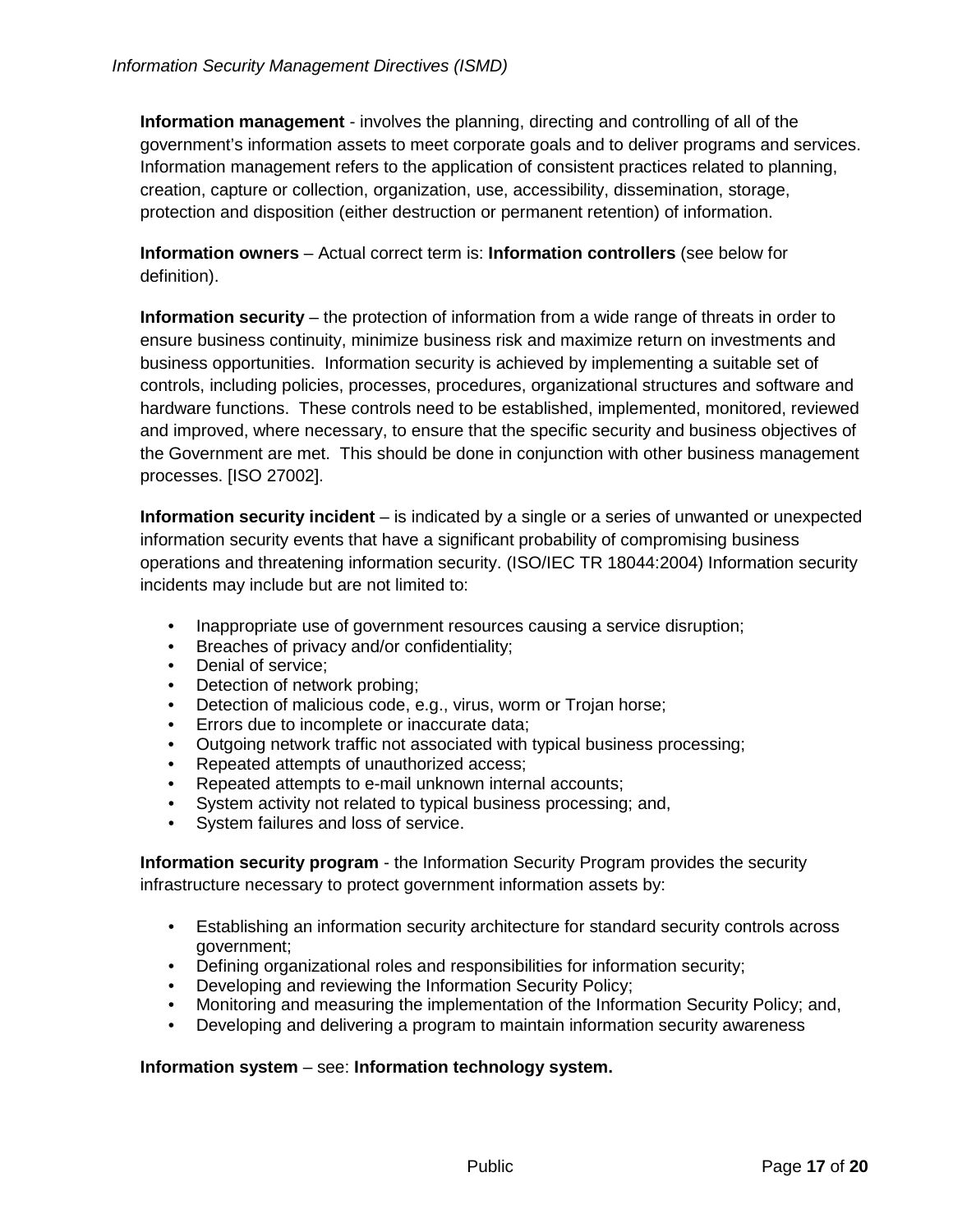**Information management** - involves the planning, directing and controlling of all of the government's information assets to meet corporate goals and to deliver programs and services. Information management refers to the application of consistent practices related to planning, creation, capture or collection, organization, use, accessibility, dissemination, storage, protection and disposition (either destruction or permanent retention) of information.

**Information owners** – Actual correct term is: **Information controllers** (see below for definition).

**Information security** – the protection of information from a wide range of threats in order to ensure business continuity, minimize business risk and maximize return on investments and business opportunities. Information security is achieved by implementing a suitable set of controls, including policies, processes, procedures, organizational structures and software and hardware functions. These controls need to be established, implemented, monitored, reviewed and improved, where necessary, to ensure that the specific security and business objectives of the Government are met. This should be done in conjunction with other business management processes. [ISO 27002].

**Information security incident** – is indicated by a single or a series of unwanted or unexpected information security events that have a significant probability of compromising business operations and threatening information security. (ISO/IEC TR 18044:2004) Information security incidents may include but are not limited to:

- Inappropriate use of government resources causing a service disruption;
- Breaches of privacy and/or confidentiality;
- Denial of service;
- Detection of network probing;
- Detection of malicious code, e.g., virus, worm or Trojan horse;
- Errors due to incomplete or inaccurate data;
- Outgoing network traffic not associated with typical business processing;
- Repeated attempts of unauthorized access;
- Repeated attempts to e-mail unknown internal accounts;
- System activity not related to typical business processing; and,
- System failures and loss of service.

**Information security program** - the Information Security Program provides the security infrastructure necessary to protect government information assets by:

- Establishing an information security architecture for standard security controls across government;
- Defining organizational roles and responsibilities for information security;
- Developing and reviewing the Information Security Policy;
- Monitoring and measuring the implementation of the Information Security Policy; and,
- Developing and delivering a program to maintain information security awareness

**Information system** – see: **Information technology system.**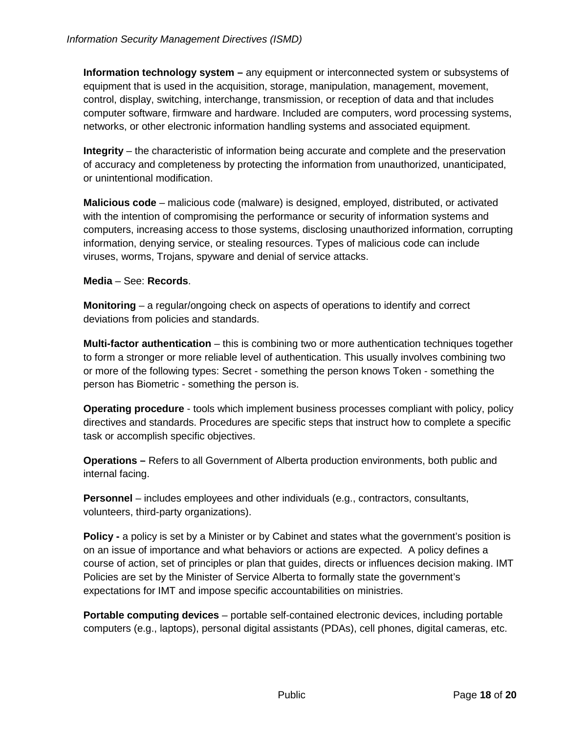**Information technology system –** any equipment or interconnected system or subsystems of equipment that is used in the acquisition, storage, manipulation, management, movement, control, display, switching, interchange, transmission, or reception of data and that includes computer software, firmware and hardware. Included are computers, word processing systems, networks, or other electronic information handling systems and associated equipment.

**Integrity** – the characteristic of information being accurate and complete and the preservation of accuracy and completeness by protecting the information from unauthorized, unanticipated, or unintentional modification.

**Malicious code** – malicious code (malware) is designed, employed, distributed, or activated with the intention of compromising the performance or security of information systems and computers, increasing access to those systems, disclosing unauthorized information, corrupting information, denying service, or stealing resources. Types of malicious code can include viruses, worms, Trojans, spyware and denial of service attacks.

**Media** – See: **Records**.

**Monitoring** – a regular/ongoing check on aspects of operations to identify and correct deviations from policies and standards.

**Multi-factor authentication** – this is combining two or more authentication techniques together to form a stronger or more reliable level of authentication. This usually involves combining two or more of the following types: Secret - something the person knows Token - something the person has Biometric - something the person is.

**Operating procedure** - tools which implement business processes compliant with policy, policy directives and standards. Procedures are specific steps that instruct how to complete a specific task or accomplish specific objectives.

**Operations –** Refers to all Government of Alberta production environments, both public and internal facing.

**Personnel** – includes employees and other individuals (e.g., contractors, consultants, volunteers, third-party organizations).

**Policy -** a policy is set by a Minister or by Cabinet and states what the government's position is on an issue of importance and what behaviors or actions are expected. A policy defines a course of action, set of principles or plan that guides, directs or influences decision making. IMT Policies are set by the Minister of Service Alberta to formally state the government's expectations for IMT and impose specific accountabilities on ministries.

**Portable computing devices** – portable self-contained electronic devices, including portable computers (e.g., laptops), personal digital assistants (PDAs), cell phones, digital cameras, etc.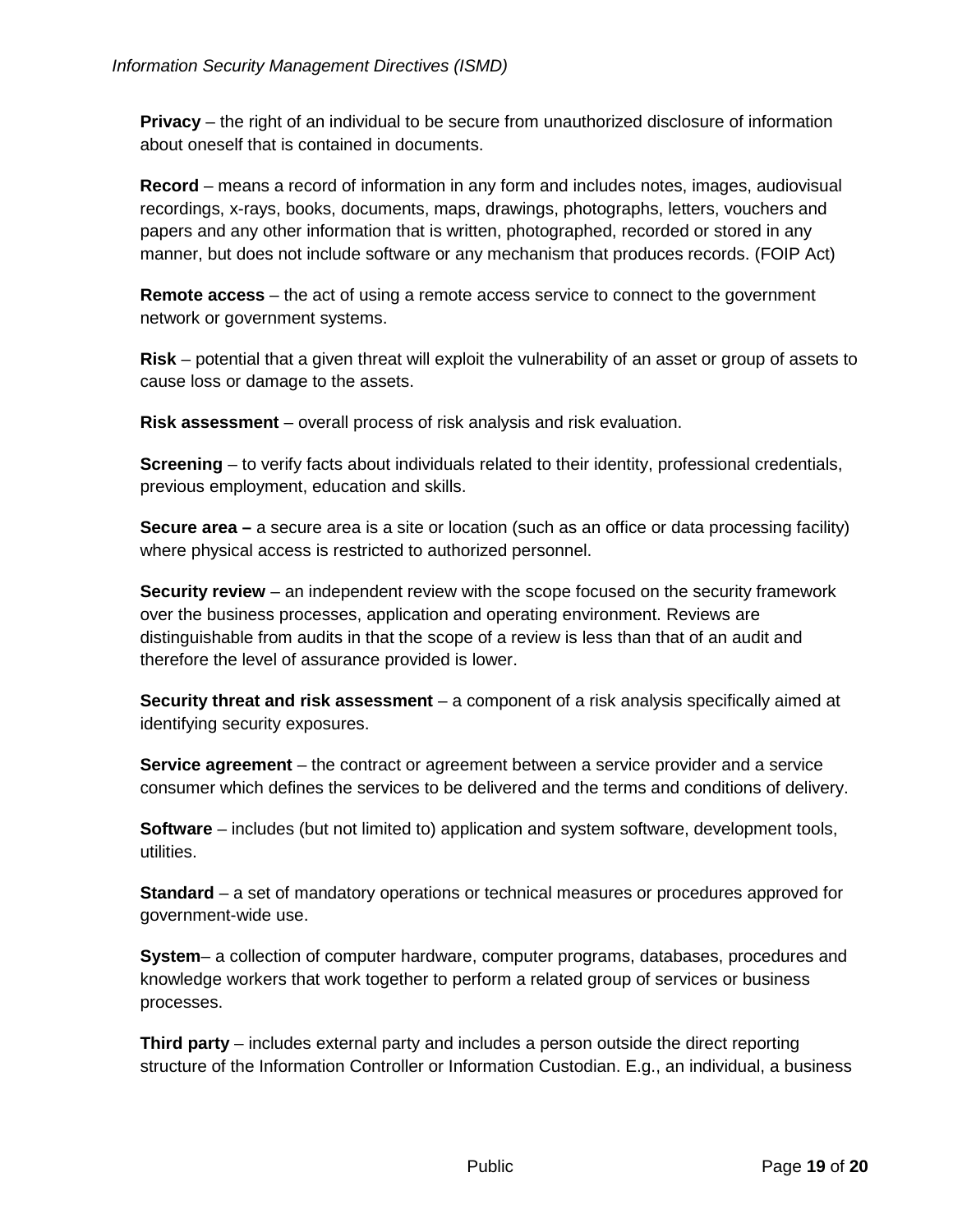**Privacy** – the right of an individual to be secure from unauthorized disclosure of information about oneself that is contained in documents.

**Record** – means a record of information in any form and includes notes, images, audiovisual recordings, x-rays, books, documents, maps, drawings, photographs, letters, vouchers and papers and any other information that is written, photographed, recorded or stored in any manner, but does not include software or any mechanism that produces records. (FOIP Act)

**Remote access** – the act of using a remote access service to connect to the government network or government systems.

**Risk** – potential that a given threat will exploit the vulnerability of an asset or group of assets to cause loss or damage to the assets.

**Risk assessment** – overall process of risk analysis and risk evaluation.

**Screening** – to verify facts about individuals related to their identity, professional credentials, previous employment, education and skills.

**Secure area –** a secure area is a site or location (such as an office or data processing facility) where physical access is restricted to authorized personnel.

**Security review** – an independent review with the scope focused on the security framework over the business processes, application and operating environment. Reviews are distinguishable from audits in that the scope of a review is less than that of an audit and therefore the level of assurance provided is lower.

**Security threat and risk assessment** – a component of a risk analysis specifically aimed at identifying security exposures.

**Service agreement** – the contract or agreement between a service provider and a service consumer which defines the services to be delivered and the terms and conditions of delivery.

**Software** – includes (but not limited to) application and system software, development tools, utilities.

**Standard** – a set of mandatory operations or technical measures or procedures approved for government-wide use.

**System**– a collection of computer hardware, computer programs, databases, procedures and knowledge workers that work together to perform a related group of services or business processes.

**Third party** – includes external party and includes a person outside the direct reporting structure of the Information Controller or Information Custodian. E.g., an individual, a business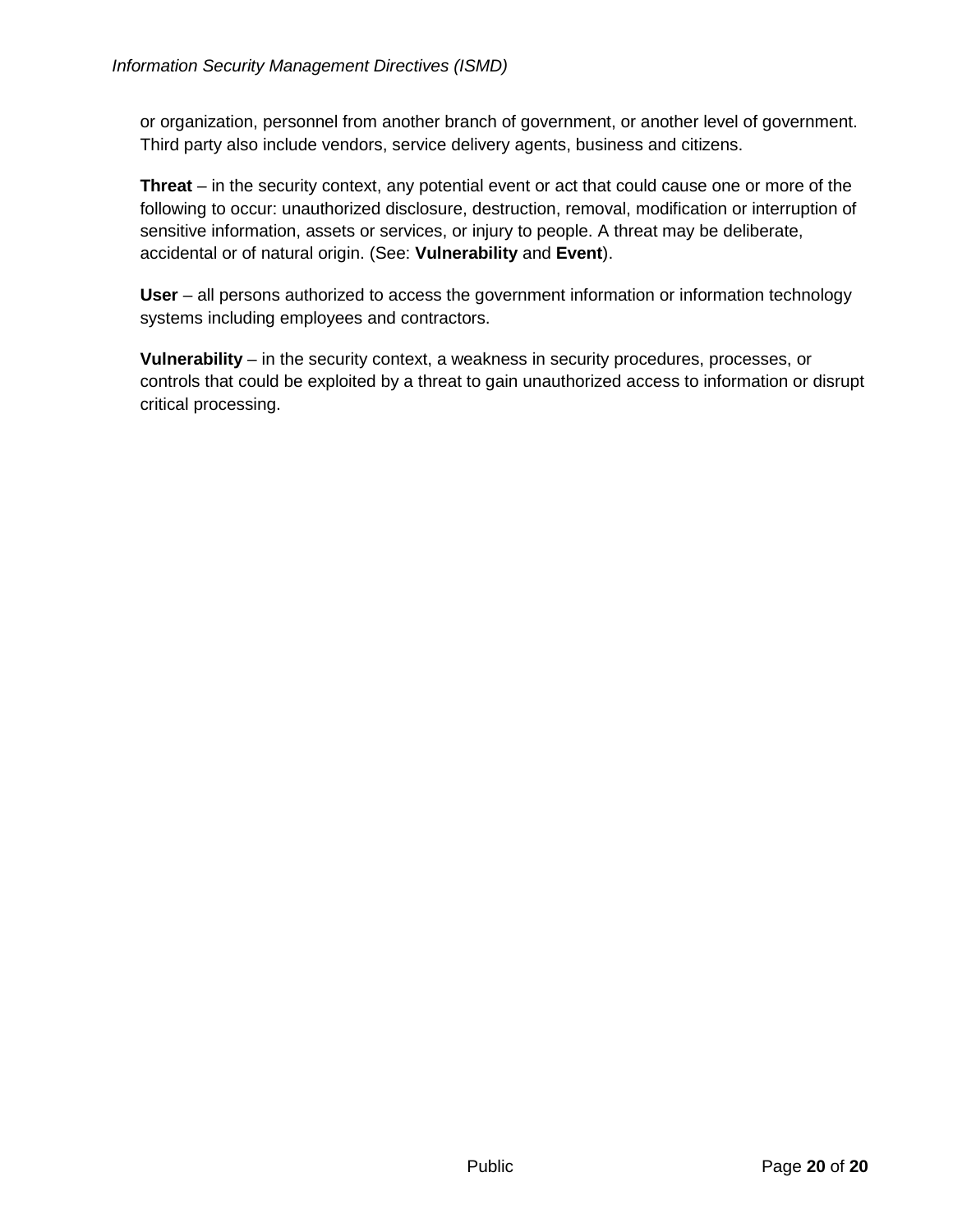or organization, personnel from another branch of government, or another level of government. Third party also include vendors, service delivery agents, business and citizens.

**Threat** – in the security context, any potential event or act that could cause one or more of the following to occur: unauthorized disclosure, destruction, removal, modification or interruption of sensitive information, assets or services, or injury to people. A threat may be deliberate, accidental or of natural origin. (See: **Vulnerability** and **Event**).

**User** – all persons authorized to access the government information or information technology systems including employees and contractors.

**Vulnerability** – in the security context, a weakness in security procedures, processes, or controls that could be exploited by a threat to gain unauthorized access to information or disrupt critical processing.